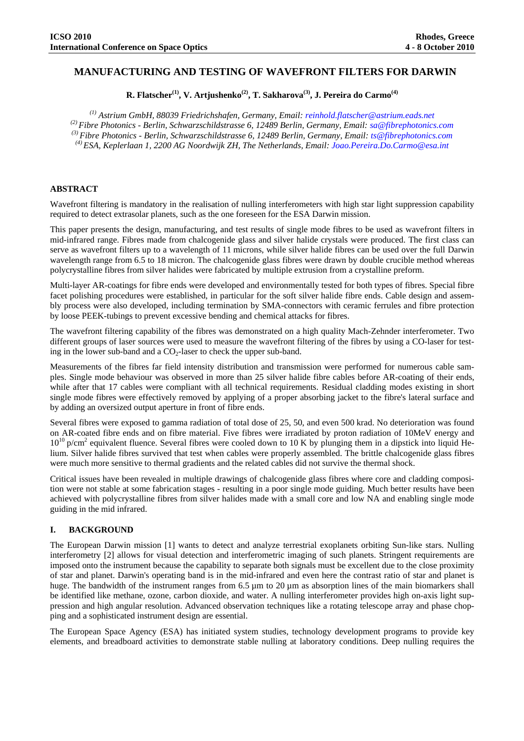# MANUFACTURING AND TESTING OF WAVEFRONT FILTERS FOR DARWIN

**R. Flatscher[(1)], V. Artjushenko[(2)], T. Sakharova[(3)], J. Pereira do Carmo[(4)]**

*[(1)] Astrium GmbH, 88039 Friedrichshafen, Germany, Email: reinhold.flatscher@astrium.eads.net*
*[(2)] Fibre Photonics - Berlin, Schwarzschildstrasse 6, 12489 Berlin, Germany, Email: sa@fibrephotonics.com*
*[(3)] Fibre Photonics - Berlin, Schwarzschildstrasse 6, 12489 Berlin, Germany, Email: ts@fibrephotonics.com*
*[(4)] ESA, Keplerlaan 1, 2200 AG Noordwijk ZH, The Netherlands, Email: Joao.Pereira.Do.Carmo@esa.int*

## ABSTRACT

Wavefront filtering is mandatory in the realisation of nulling interferometers with high star light suppression capability required to detect extrasolar planets, such as the one foreseen for the ESA Darwin mission.

This paper presents the design, manufacturing, and test results of single mode fibres to be used as wavefront filters in mid-infrared range. Fibres made from chalcogenide glass and silver halide crystals were produced. The first class can serve as wavefront filters up to a wavelength of 11 microns, while silver halide fibres can be used over the full Darwin wavelength range from 6.5 to 18 micron. The chalcogenide glass fibres were drawn by double crucible method whereas polycrystalline fibres from silver halides were fabricated by multiple extrusion from a crystalline preform.

Multi-layer AR-coatings for fibre ends were developed and environmentally tested for both types of fibres. Special fibre facet polishing procedures were established, in particular for the soft silver halide fibre ends. Cable design and assembly process were also developed, including termination by SMA-connectors with ceramic ferrules and fibre protection by loose PEEK-tubings to prevent excessive bending and chemical attacks for fibres.

The wavefront filtering capability of the fibres was demonstrated on a high quality Mach-Zehnder interferometer. Two different groups of laser sources were used to measure the wavefront filtering of the fibres by using a CO-laser for testing in the lower sub-band and a $CO_2$-laser to check the upper sub-band.

Measurements of the fibres far field intensity distribution and transmission were performed for numerous cable samples. Single mode behaviour was observed in more than 25 silver halide fibre cables before AR-coating of their ends, while after that 17 cables were compliant with all technical requirements. Residual cladding modes existing in short single mode fibres were effectively removed by applying of a proper absorbing jacket to the fibre's lateral surface and by adding an oversized output aperture in front of fibre ends.

Several fibres were exposed to gamma radiation of total dose of 25, 50, and even 500 krad. No deterioration was found on AR-coated fibre ends and on fibre material. Five fibres were irradiated by proton radiation of 10MeV energy and $10^{10}$ p/cm$^2$ equivalent fluence. Several fibres were cooled down to 10 K by plunging them in a dipstick into liquid Helium. Silver halide fibres survived that test when cables were properly assembled. The brittle chalcogenide glass fibres were much more sensitive to thermal gradients and the related cables did not survive the thermal shock.

Critical issues have been revealed in multiple drawings of chalcogenide glass fibres where core and cladding composition were not stable at some fabrication stages - resulting in a poor single mode guiding. Much better results have been achieved with polycrystalline fibres from silver halides made with a small core and low NA and enabling single mode guiding in the mid infrared.

## I. BACKGROUND

The European Darwin mission [1] wants to detect and analyze terrestrial exoplanets orbiting Sun-like stars. Nulling interferometry [2] allows for visual detection and interferometric imaging of such planets. Stringent requirements are imposed onto the instrument because the capability to separate both signals must be excellent due to the close proximity of star and planet. Darwin's operating band is in the mid-infrared and even here the contrast ratio of star and planet is huge. The bandwidth of the instrument ranges from 6.5 µm to 20 µm as absorption lines of the main biomarkers shall be identified like methane, ozone, carbon dioxide, and water. A nulling interferometer provides high on-axis light suppression and high angular resolution. Advanced observation techniques like a rotating telescope array and phase chopping and a sophisticated instrument design are essential.

The European Space Agency (ESA) has initiated system studies, technology development programs to provide key elements, and breadboard activities to demonstrate stable nulling at laboratory conditions. Deep nulling requires the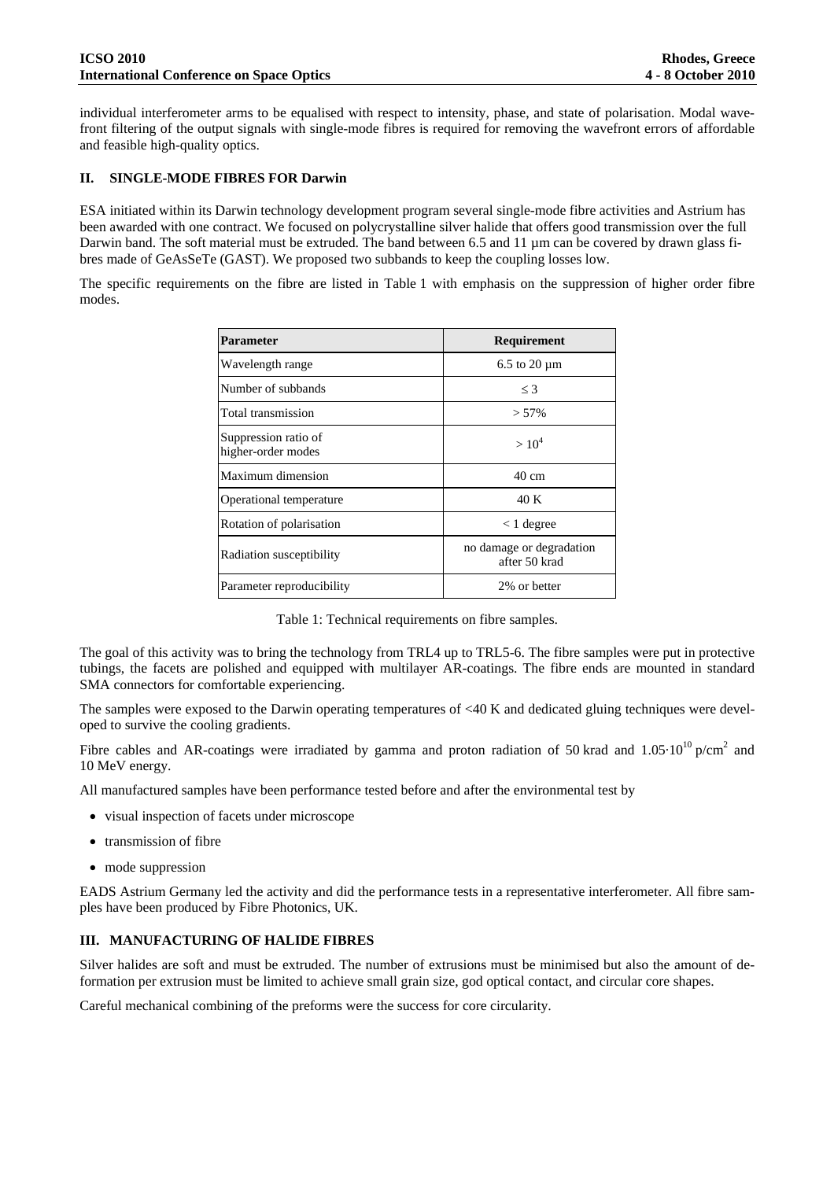individual interferometer arms to be equalised with respect to intensity, phase, and state of polarisation. Modal wavefront filtering of the output signals with single-mode fibres is required for removing the wavefront errors of affordable and feasible high-quality optics.

## II. SINGLE-MODE FIBRES FOR Darwin

ESA initiated within its Darwin technology development program several single-mode fibre activities and Astrium has been awarded with one contract. We focused on polycrystalline silver halide that offers good transmission over the full Darwin band. The soft material must be extruded. The band between 6.5 and 11 µm can be covered by drawn glass fibres made of GeAsSeTe (GAST). We proposed two subbands to keep the coupling losses low.

The specific requirements on the fibre are listed in Table 1 with emphasis on the suppression of higher order fibre modes.

| Parameter | Requirement |
|---|---|
| Wavelength range | 6.5 to 20 µm |
| Number of subbands | $\leq 3$ |
| Total transmission | > 57% |
| Suppression ratio of higher-order modes | $> 10^4$ |
| Maximum dimension | 40 cm |
| Operational temperature | 40 K |
| Rotation of polarisation | < 1 degree |
| Radiation susceptibility | no damage or degradation after 50 krad |
| Parameter reproducibility | 2% or better |

Table 1: Technical requirements on fibre samples.

The goal of this activity was to bring the technology from TRL4 up to TRL5-6. The fibre samples were put in protective tubings, the facets are polished and equipped with multilayer AR-coatings. The fibre ends are mounted in standard SMA connectors for comfortable experiencing.

The samples were exposed to the Darwin operating temperatures of <40 K and dedicated gluing techniques were developed to survive the cooling gradients.

Fibre cables and AR-coatings were irradiated by gamma and proton radiation of 50 krad and $1.05 \cdot 10^{10}$ p/cm$^2$ and 10 MeV energy.

All manufactured samples have been performance tested before and after the environmental test by

- visual inspection of facets under microscope
- transmission of fibre
- mode suppression

EADS Astrium Germany led the activity and did the performance tests in a representative interferometer. All fibre samples have been produced by Fibre Photonics, UK.

## III. MANUFACTURING OF HALIDE FIBRES

Silver halides are soft and must be extruded. The number of extrusions must be minimised but also the amount of deformation per extrusion must be limited to achieve small grain size, god optical contact, and circular core shapes.

Careful mechanical combining of the preforms were the success for core circularity.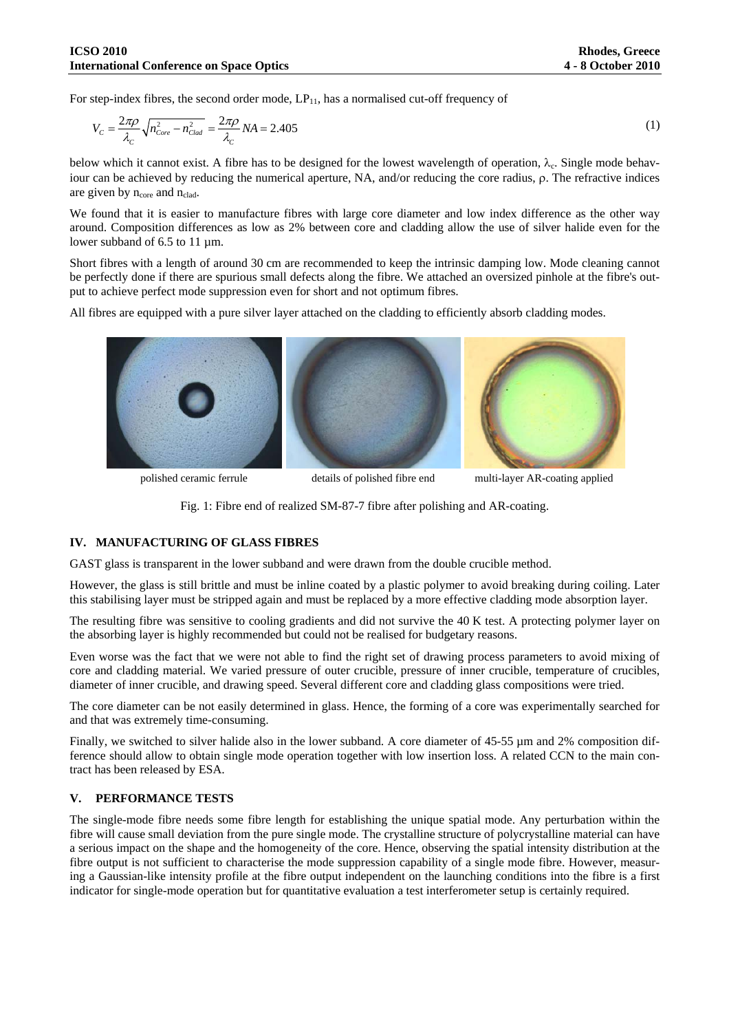For step-index fibres, the second order mode, $LP_{11}$, has a normalised cut-off frequency of

$$V_C = \frac{2\pi\rho}{\lambda_C}\sqrt{n_{Core}^2 - n_{Clad}^2} = \frac{2\pi\rho}{\lambda_C} NA = 2.405 \tag{1}$$

below which it cannot exist. A fibre has to be designed for the lowest wavelength of operation, $\lambda_c$. Single mode behaviour can be achieved by reducing the numerical aperture, NA, and/or reducing the core radius, $\rho$. The refractive indices are given by $n_{core}$ and $n_{clad}$.

We found that it is easier to manufacture fibres with large core diameter and low index difference as the other way around. Composition differences as low as 2% between core and cladding allow the use of silver halide even for the lower subband of 6.5 to 11 µm.

Short fibres with a length of around 30 cm are recommended to keep the intrinsic damping low. Mode cleaning cannot be perfectly done if there are spurious small defects along the fibre. We attached an oversized pinhole at the fibre's output to achieve perfect mode suppression even for short and not optimum fibres.

All fibres are equipped with a pure silver layer attached on the cladding to efficiently absorb cladding modes.

polished ceramic ferrule | details of polished fibre end | multi-layer AR-coating applied

Fig. 1: Fibre end of realized SM-87-7 fibre after polishing and AR-coating.

## IV. MANUFACTURING OF GLASS FIBRES

GAST glass is transparent in the lower subband and were drawn from the double crucible method.

However, the glass is still brittle and must be inline coated by a plastic polymer to avoid breaking during coiling. Later this stabilising layer must be stripped again and must be replaced by a more effective cladding mode absorption layer.

The resulting fibre was sensitive to cooling gradients and did not survive the 40 K test. A protecting polymer layer on the absorbing layer is highly recommended but could not be realised for budgetary reasons.

Even worse was the fact that we were not able to find the right set of drawing process parameters to avoid mixing of core and cladding material. We varied pressure of outer crucible, pressure of inner crucible, temperature of crucibles, diameter of inner crucible, and drawing speed. Several different core and cladding glass compositions were tried.

The core diameter can be not easily determined in glass. Hence, the forming of a core was experimentally searched for and that was extremely time-consuming.

Finally, we switched to silver halide also in the lower subband. A core diameter of 45-55 µm and 2% composition difference should allow to obtain single mode operation together with low insertion loss. A related CCN to the main contract has been released by ESA.

## V. PERFORMANCE TESTS

The single-mode fibre needs some fibre length for establishing the unique spatial mode. Any perturbation within the fibre will cause small deviation from the pure single mode. The crystalline structure of polycrystalline material can have a serious impact on the shape and the homogeneity of the core. Hence, observing the spatial intensity distribution at the fibre output is not sufficient to characterise the mode suppression capability of a single mode fibre. However, measuring a Gaussian-like intensity profile at the fibre output independent on the launching conditions into the fibre is a first indicator for single-mode operation but for quantitative evaluation a test interferometer setup is certainly required.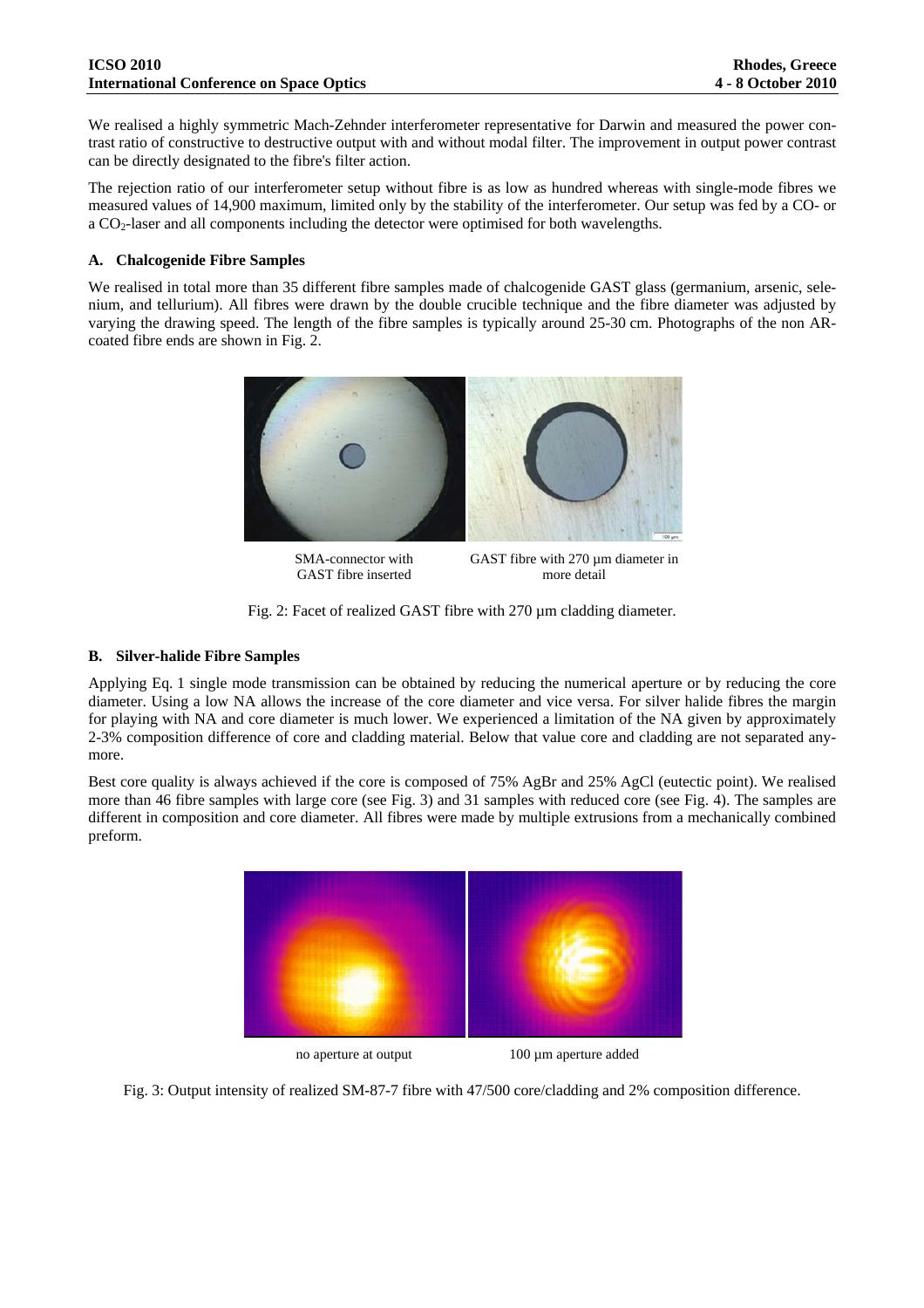We realised a highly symmetric Mach-Zehnder interferometer representative for Darwin and measured the power contrast ratio of constructive to destructive output with and without modal filter. The improvement in output power contrast can be directly designated to the fibre's filter action.

The rejection ratio of our interferometer setup without fibre is as low as hundred whereas with single-mode fibres we measured values of 14,900 maximum, limited only by the stability of the interferometer. Our setup was fed by a CO- or a $CO_2$-laser and all components including the detector were optimised for both wavelengths.

### A. Chalcogenide Fibre Samples

We realised in total more than 35 different fibre samples made of chalcogenide GAST glass (germanium, arsenic, selenium, and tellurium). All fibres were drawn by the double crucible technique and the fibre diameter was adjusted by varying the drawing speed. The length of the fibre samples is typically around 25-30 cm. Photographs of the non AR-coated fibre ends are shown in Fig. 2.

SMA-connector with GAST fibre inserted

GAST fibre with 270 µm diameter in more detail

Fig. 2: Facet of realized GAST fibre with 270 µm cladding diameter.

### B. Silver-halide Fibre Samples

Applying Eq. 1 single mode transmission can be obtained by reducing the numerical aperture or by reducing the core diameter. Using a low NA allows the increase of the core diameter and vice versa. For silver halide fibres the margin for playing with NA and core diameter is much lower. We experienced a limitation of the NA given by approximately 2-3% composition difference of core and cladding material. Below that value core and cladding are not separated anymore.

Best core quality is always achieved if the core is composed of 75% AgBr and 25% AgCl (eutectic point). We realised more than 46 fibre samples with large core (see Fig. 3) and 31 samples with reduced core (see Fig. 4). The samples are different in composition and core diameter. All fibres were made by multiple extrusions from a mechanically combined preform.

no aperture at output

100 µm aperture added

Fig. 3: Output intensity of realized SM-87-7 fibre with 47/500 core/cladding and 2% composition difference.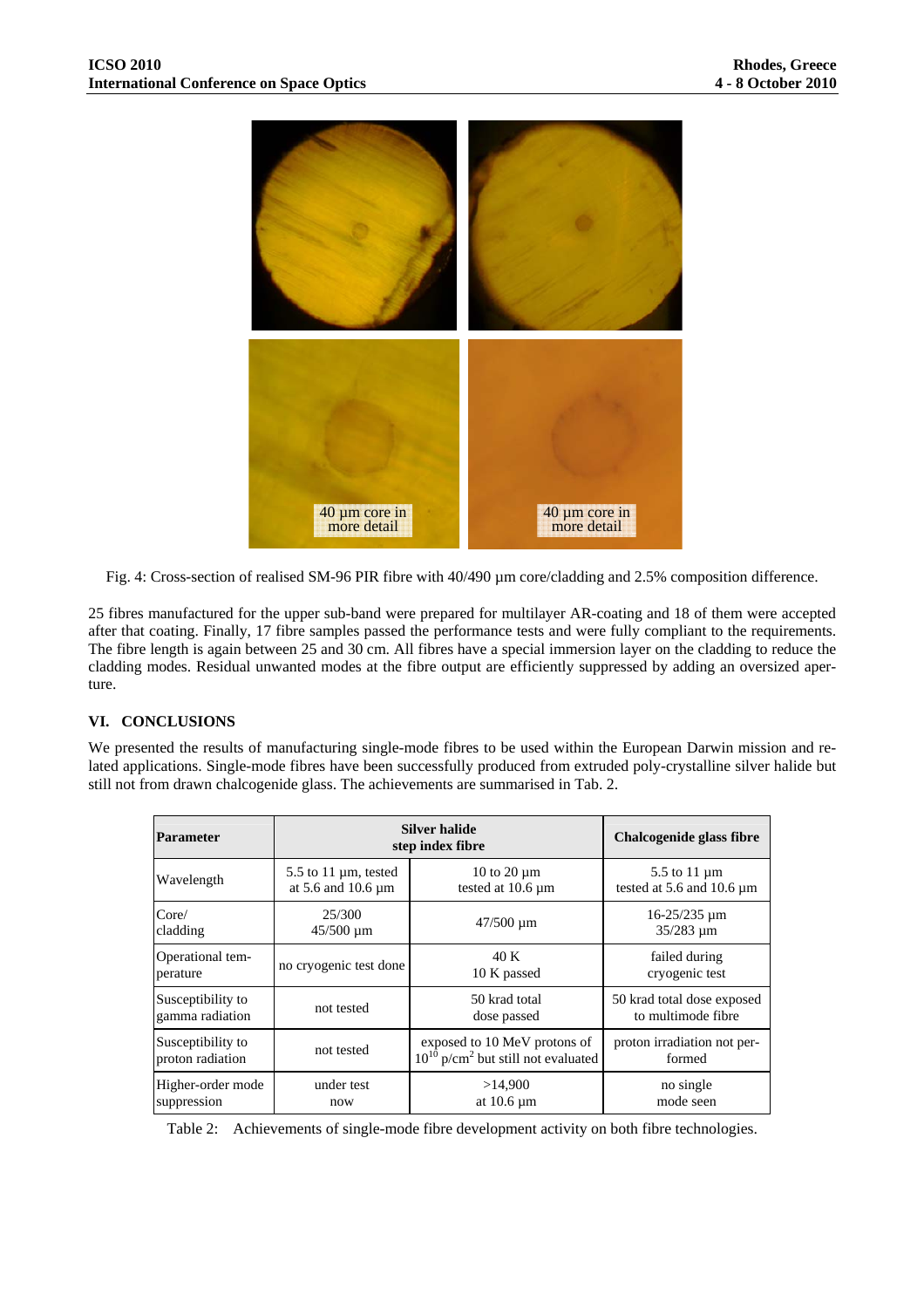Fig. 4: Cross-section of realised SM-96 PIR fibre with 40/490 µm core/cladding and 2.5% composition difference.

25 fibres manufactured for the upper sub-band were prepared for multilayer AR-coating and 18 of them were accepted after that coating. Finally, 17 fibre samples passed the performance tests and were fully compliant to the requirements. The fibre length is again between 25 and 30 cm. All fibres have a special immersion layer on the cladding to reduce the cladding modes. Residual unwanted modes at the fibre output are efficiently suppressed by adding an oversized aperture.

## VI. CONCLUSIONS

We presented the results of manufacturing single-mode fibres to be used within the European Darwin mission and related applications. Single-mode fibres have been successfully produced from extruded poly-crystalline silver halide but still not from drawn chalcogenide glass. The achievements are summarised in Tab. 2.

| Parameter | Silver halide step index fibre | | Chalcogenide glass fibre |
|---|---|---|---|
| Wavelength | 5.5 to 11 µm, tested at 5.6 and 10.6 µm | 10 to 20 µm tested at 10.6 µm | 5.5 to 11 µm tested at 5.6 and 10.6 µm |
| Core/ cladding | 25/300 45/500 µm | 47/500 µm | 16-25/235 µm 35/283 µm |
| Operational temperature | no cryogenic test done | 40 K 10 K passed | failed during cryogenic test |
| Susceptibility to gamma radiation | not tested | 50 krad total dose passed | 50 krad total dose exposed to multimode fibre |
| Susceptibility to proton radiation | not tested | exposed to 10 MeV protons of $10^{10}$ p/cm$^2$ but still not evaluated | proton irradiation not performed |
| Higher-order mode suppression | under test now | >14,900 at 10.6 µm | no single mode seen |

Table 2: Achievements of single-mode fibre development activity on both fibre technologies.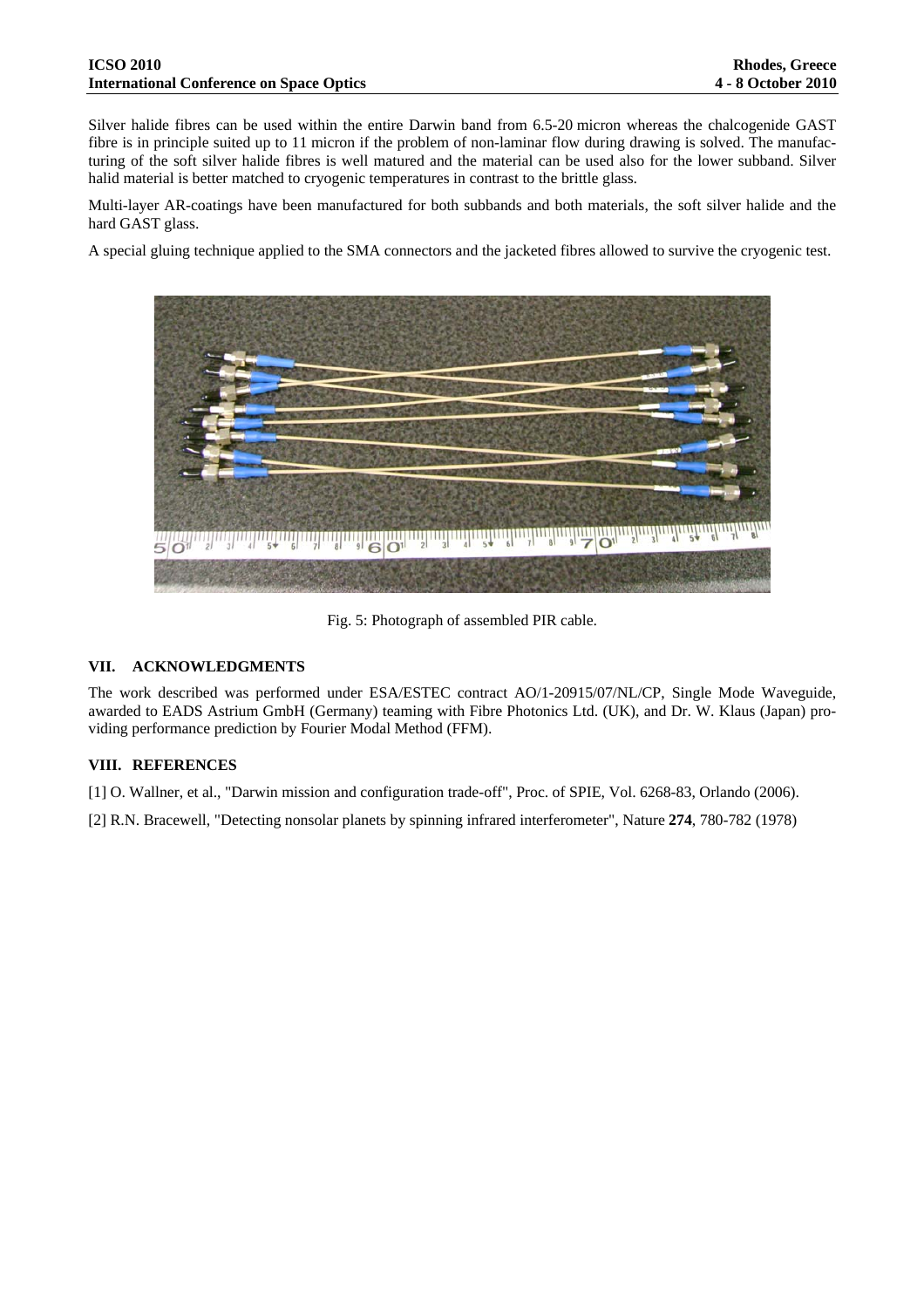Silver halide fibres can be used within the entire Darwin band from 6.5-20 micron whereas the chalcogenide GAST fibre is in principle suited up to 11 micron if the problem of non-laminar flow during drawing is solved. The manufacturing of the soft silver halide fibres is well matured and the material can be used also for the lower subband. Silver halid material is better matched to cryogenic temperatures in contrast to the brittle glass.

Multi-layer AR-coatings have been manufactured for both subbands and both materials, the soft silver halide and the hard GAST glass.

A special gluing technique applied to the SMA connectors and the jacketed fibres allowed to survive the cryogenic test.

Fig. 5: Photograph of assembled PIR cable.

## VII. ACKNOWLEDGMENTS

The work described was performed under ESA/ESTEC contract AO/1-20915/07/NL/CP, Single Mode Waveguide, awarded to EADS Astrium GmbH (Germany) teaming with Fibre Photonics Ltd. (UK), and Dr. W. Klaus (Japan) providing performance prediction by Fourier Modal Method (FFM).

## VIII. REFERENCES

[1] O. Wallner, et al., "Darwin mission and configuration trade-off", Proc. of SPIE, Vol. 6268-83, Orlando (2006).

[2] R.N. Bracewell, "Detecting nonsolar planets by spinning infrared interferometer", Nature **274**, 780-782 (1978)